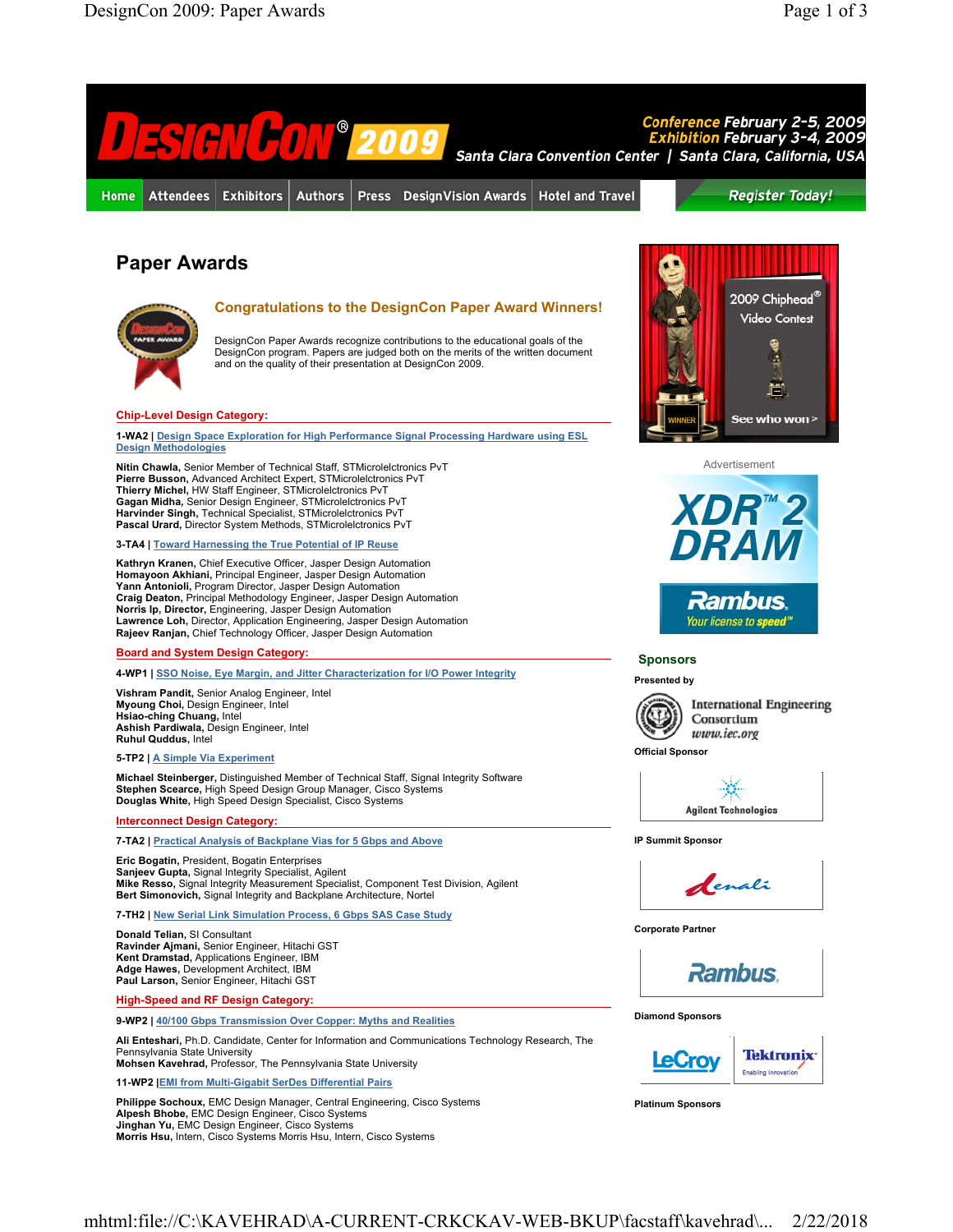# DesignCon 2009

Conference February 2-5, 2009
Exhibition February 3-4, 2009
Santa Clara Convention Center | Santa Clara, California, USA

Home | Attendees | Exhibitors | Authors | Press | DesignVision Awards | Hotel and Travel | Register Today!

## Paper Awards

### Congratulations to the DesignCon Paper Award Winners!

DesignCon Paper Awards recognize contributions to the educational goals of the DesignCon program. Papers are judged both on the merits of the written document and on the quality of their presentation at DesignCon 2009.

### Chip-Level Design Category:

**1-WA2 |** Design Space Exploration for High Performance Signal Processing Hardware using ESL Design Methodologies

**Nitin Chawla,** Senior Member of Technical Staff, STMicrolelctronics PvT
**Pierre Busson,** Advanced Architect Expert, STMicrolelctronics PvT
**Thierry Michel,** HW Staff Engineer, STMicrolelctronics PvT
**Gagan Midha,** Senior Design Engineer, STMicrolelctronics PvT
**Harvinder Singh,** Technical Specialist, STMicrolelctronics PvT
**Pascal Urard,** Director System Methods, STMicrolelctronics PvT

**3-TA4 |** Toward Harnessing the True Potential of IP Reuse

**Kathryn Kranen,** Chief Executive Officer, Jasper Design Automation
**Homayoon Akhiani,** Principal Engineer, Jasper Design Automation
**Yann Antonioli,** Program Director, Jasper Design Automation
**Craig Deaton,** Principal Methodology Engineer, Jasper Design Automation
**Norris Ip, Director,** Engineering, Jasper Design Automation
**Lawrence Loh,** Director, Application Engineering, Jasper Design Automation
**Rajeev Ranjan,** Chief Technology Officer, Jasper Design Automation

### Board and System Design Category:

**4-WP1 |** SSO Noise, Eye Margin, and Jitter Characterization for I/O Power Integrity

**Vishram Pandit,** Senior Analog Engineer, Intel
**Myoung Choi,** Design Engineer, Intel
**Hsiao-ching Chuang,** Intel
**Ashish Pardiwala,** Design Engineer, Intel
**Ruhul Quddus,** Intel

**5-TP2 |** A Simple Via Experiment

**Michael Steinberger,** Distinguished Member of Technical Staff, Signal Integrity Software
**Stephen Scearce,** High Speed Design Group Manager, Cisco Systems
**Douglas White,** High Speed Design Specialist, Cisco Systems

### Interconnect Design Category:

**7-TA2 |** Practical Analysis of Backplane Vias for 5 Gbps and Above

**Eric Bogatin,** President, Bogatin Enterprises
**Sanjeev Gupta,** Signal Integrity Specialist, Agilent
**Mike Resso,** Signal Integrity Measurement Specialist, Component Test Division, Agilent
**Bert Simonovich,** Signal Integrity and Backplane Architecture, Nortel

**7-TH2 |** New Serial Link Simulation Process, 6 Gbps SAS Case Study

**Donald Telian,** SI Consultant
**Ravinder Ajmani,** Senior Engineer, Hitachi GST
**Kent Dramstad,** Applications Engineer, IBM
**Adge Hawes,** Development Architect, IBM
**Paul Larson,** Senior Engineer, Hitachi GST

### High-Speed and RF Design Category:

**9-WP2 |** 40/100 Gbps Transmission Over Copper: Myths and Realities

**Ali Enteshari,** Ph.D. Candidate, Center for Information and Communications Technology Research, The Pennsylvania State University
**Mohsen Kavehrad,** Professor, The Pennsylvania State University

**11-WP2 |** EMI from Multi-Gigabit SerDes Differential Pairs

**Philippe Sochoux,** EMC Design Manager, Central Engineering, Cisco Systems
**Alpesh Bhobe,** EMC Design Engineer, Cisco Systems
**Jinghan Yu,** EMC Design Engineer, Cisco Systems
**Morris Hsu,** Intern, Cisco Systems Morris Hsu, Intern, Cisco Systems

2009 Chiphead® Video Contest
See who won >

Advertisement

XDR™ 2 DRAM
Rambus — Your license to speed™

### Sponsors

**Presented by**
International Engineering Consortium
www.iec.org

**Official Sponsor**
Agilent Technologies

**IP Summit Sponsor**
denali

**Corporate Partner**
Rambus

**Diamond Sponsors**
LeCroy
Tektronix — Enabling Innovation

**Platinum Sponsors**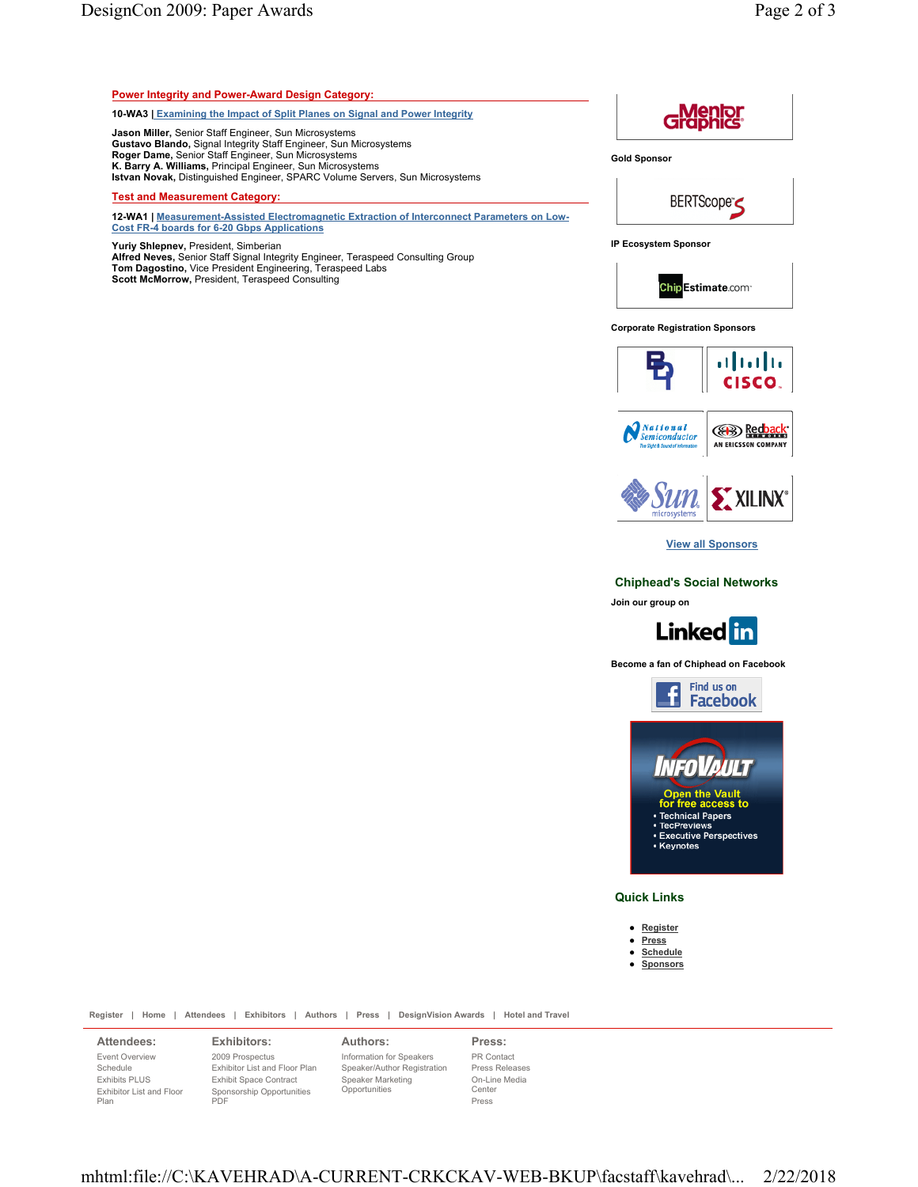## Power Integrity and Power-Award Design Category:

**10-WA3** | Examining the Impact of Split Planes on Signal and Power Integrity

**Jason Miller,** Senior Staff Engineer, Sun Microsystems
**Gustavo Blando,** Signal Integrity Staff Engineer, Sun Microsystems
**Roger Dame,** Senior Staff Engineer, Sun Microsystems
**K. Barry A. Williams,** Principal Engineer, Sun Microsystems
**Istvan Novak,** Distinguished Engineer, SPARC Volume Servers, Sun Microsystems

## Test and Measurement Category:

**12-WA1** | Measurement-Assisted Electromagnetic Extraction of Interconnect Parameters on Low-Cost FR-4 boards for 6-20 Gbps Applications

**Yuriy Shlepnev,** President, Simberian
**Alfred Neves,** Senior Staff Signal Integrity Engineer, Teraspeed Consulting Group
**Tom Dagostino,** Vice President Engineering, Teraspeed Labs
**Scott McMorrow,** President, Teraspeed Consulting

Gold Sponsor

IP Ecosystem Sponsor

Corporate Registration Sponsors

View all Sponsors

### Chiphead's Social Networks

Join our group on

Become a fan of Chiphead on Facebook

Open the Vault for free access to

- Technical Papers
- TecPreviews
- Executive Perspectives
- Keynotes

### Quick Links

- Register
- Press
- Schedule
- Sponsors

Register | Home | Attendees | Exhibitors | Authors | Press | DesignVision Awards | Hotel and Travel

**Attendees:**
Event Overview
Schedule
Exhibits PLUS
Exhibitor List and Floor Plan

**Exhibitors:**
2009 Prospectus
Exhibitor List and Floor Plan
Exhibit Space Contract
Sponsorship Opportunities PDF

**Authors:**
Information for Speakers
Speaker/Author Registration
Speaker Marketing Opportunities

**Press:**
PR Contact
Press Releases
On-Line Media Center
Press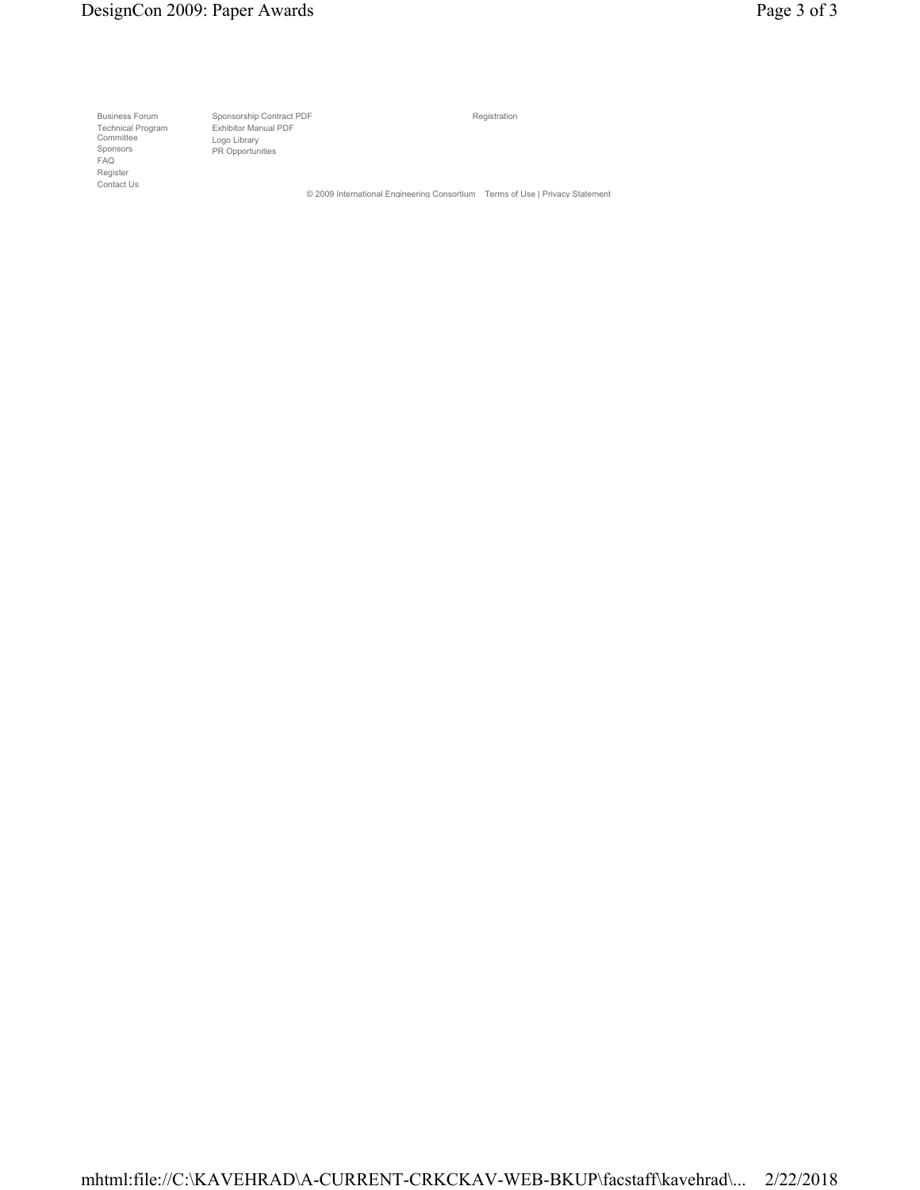Business Forum
Technical Program Committee
Sponsors
FAQ
Register
Contact Us

Sponsorship Contract PDF
Exhibitor Manual PDF
Logo Library
PR Opportunities

Registration

© 2009 International Engineering Consortium Terms of Use | Privacy Statement